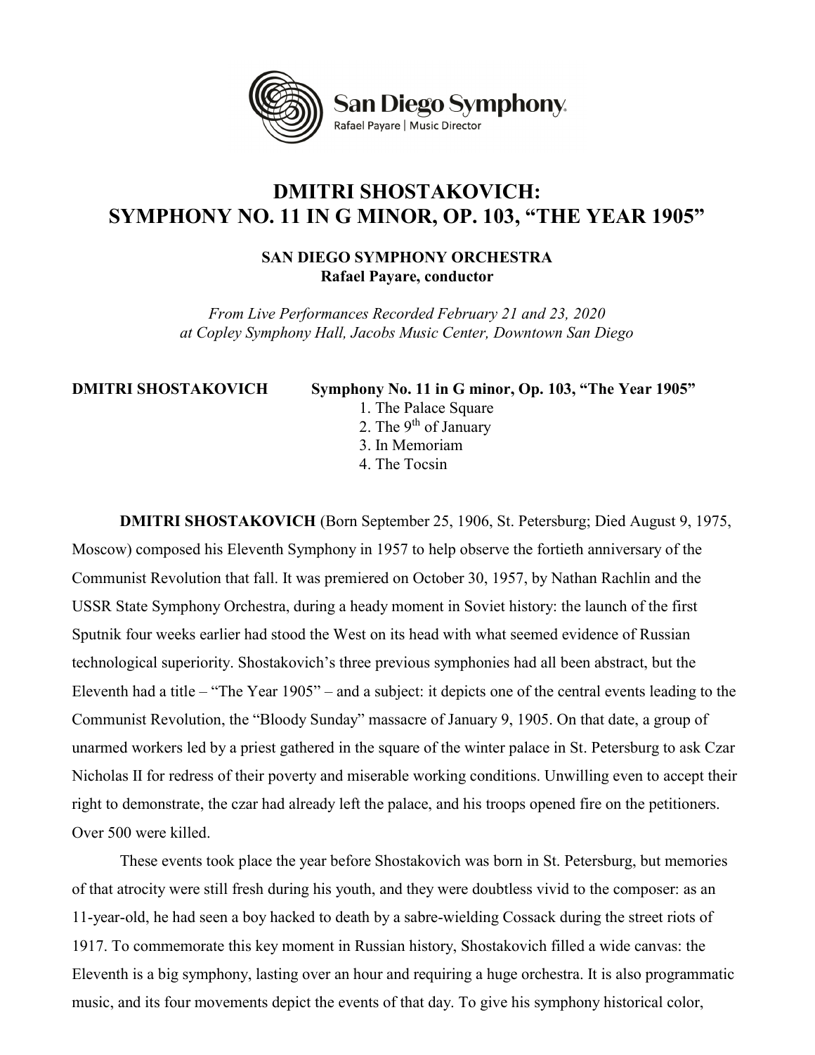San Diego Symphony
Rafael Payare | Music Director

# DMITRI SHOSTAKOVICH: SYMPHONY NO. 11 IN G MINOR, OP. 103, "THE YEAR 1905"

**SAN DIEGO SYMPHONY ORCHESTRA**
**Rafael Payare, conductor**

*From Live Performances Recorded February 21 and 23, 2020*
*at Copley Symphony Hall, Jacobs Music Center, Downtown San Diego*

**DMITRI SHOSTAKOVICH** **Symphony No. 11 in G minor, Op. 103, "The Year 1905"**

1. The Palace Square
2. The 9th of January
3. In Memoriam
4. The Tocsin

**DMITRI SHOSTAKOVICH** (Born September 25, 1906, St. Petersburg; Died August 9, 1975, Moscow) composed his Eleventh Symphony in 1957 to help observe the fortieth anniversary of the Communist Revolution that fall. It was premiered on October 30, 1957, by Nathan Rachlin and the USSR State Symphony Orchestra, during a heady moment in Soviet history: the launch of the first Sputnik four weeks earlier had stood the West on its head with what seemed evidence of Russian technological superiority. Shostakovich's three previous symphonies had all been abstract, but the Eleventh had a title – "The Year 1905" – and a subject: it depicts one of the central events leading to the Communist Revolution, the "Bloody Sunday" massacre of January 9, 1905. On that date, a group of unarmed workers led by a priest gathered in the square of the winter palace in St. Petersburg to ask Czar Nicholas II for redress of their poverty and miserable working conditions. Unwilling even to accept their right to demonstrate, the czar had already left the palace, and his troops opened fire on the petitioners. Over 500 were killed.

These events took place the year before Shostakovich was born in St. Petersburg, but memories of that atrocity were still fresh during his youth, and they were doubtless vivid to the composer: as an 11-year-old, he had seen a boy hacked to death by a sabre-wielding Cossack during the street riots of 1917. To commemorate this key moment in Russian history, Shostakovich filled a wide canvas: the Eleventh is a big symphony, lasting over an hour and requiring a huge orchestra. It is also programmatic music, and its four movements depict the events of that day. To give his symphony historical color,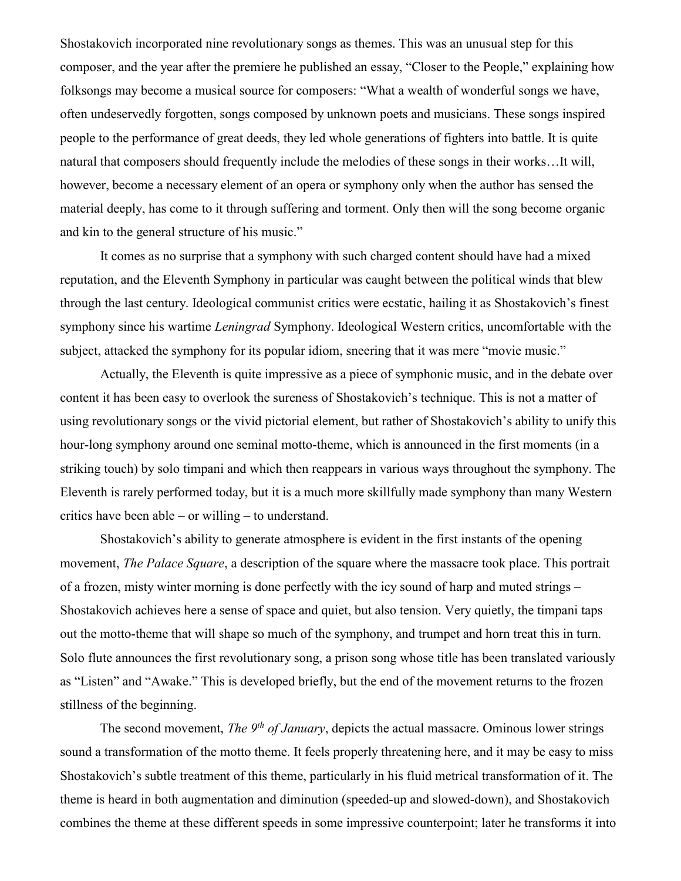Shostakovich incorporated nine revolutionary songs as themes. This was an unusual step for this composer, and the year after the premiere he published an essay, "Closer to the People," explaining how folksongs may become a musical source for composers: "What a wealth of wonderful songs we have, often undeservedly forgotten, songs composed by unknown poets and musicians. These songs inspired people to the performance of great deeds, they led whole generations of fighters into battle. It is quite natural that composers should frequently include the melodies of these songs in their works…It will, however, become a necessary element of an opera or symphony only when the author has sensed the material deeply, has come to it through suffering and torment. Only then will the song become organic and kin to the general structure of his music."

It comes as no surprise that a symphony with such charged content should have had a mixed reputation, and the Eleventh Symphony in particular was caught between the political winds that blew through the last century. Ideological communist critics were ecstatic, hailing it as Shostakovich's finest symphony since his wartime *Leningrad* Symphony. Ideological Western critics, uncomfortable with the subject, attacked the symphony for its popular idiom, sneering that it was mere "movie music."

Actually, the Eleventh is quite impressive as a piece of symphonic music, and in the debate over content it has been easy to overlook the sureness of Shostakovich's technique. This is not a matter of using revolutionary songs or the vivid pictorial element, but rather of Shostakovich's ability to unify this hour-long symphony around one seminal motto-theme, which is announced in the first moments (in a striking touch) by solo timpani and which then reappears in various ways throughout the symphony. The Eleventh is rarely performed today, but it is a much more skillfully made symphony than many Western critics have been able – or willing – to understand.

Shostakovich's ability to generate atmosphere is evident in the first instants of the opening movement, *The Palace Square*, a description of the square where the massacre took place. This portrait of a frozen, misty winter morning is done perfectly with the icy sound of harp and muted strings – Shostakovich achieves here a sense of space and quiet, but also tension. Very quietly, the timpani taps out the motto-theme that will shape so much of the symphony, and trumpet and horn treat this in turn. Solo flute announces the first revolutionary song, a prison song whose title has been translated variously as "Listen" and "Awake." This is developed briefly, but the end of the movement returns to the frozen stillness of the beginning.

The second movement, *The 9th of January*, depicts the actual massacre. Ominous lower strings sound a transformation of the motto theme. It feels properly threatening here, and it may be easy to miss Shostakovich's subtle treatment of this theme, particularly in his fluid metrical transformation of it. The theme is heard in both augmentation and diminution (speeded-up and slowed-down), and Shostakovich combines the theme at these different speeds in some impressive counterpoint; later he transforms it into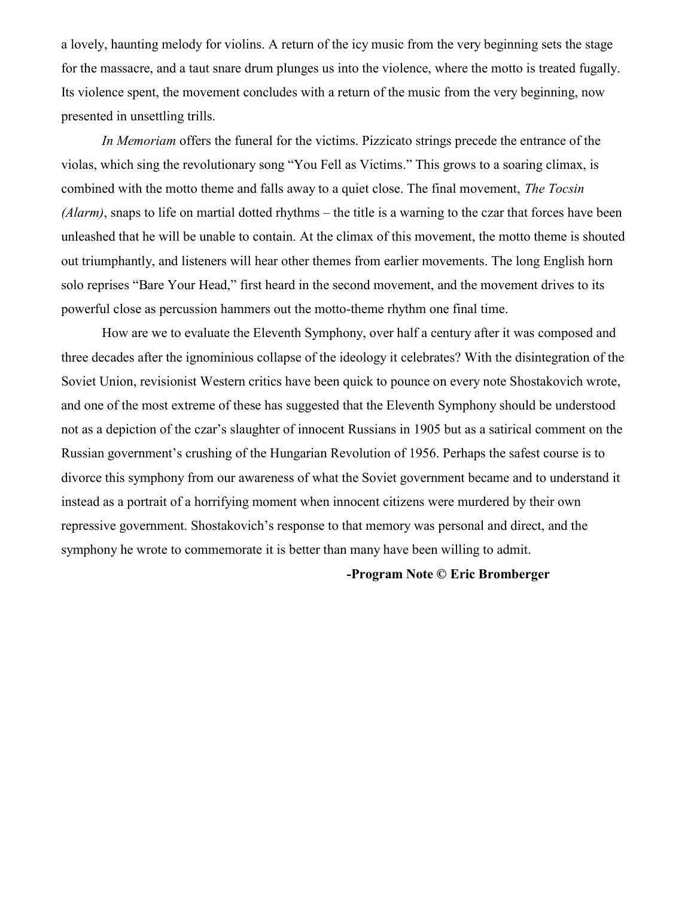a lovely, haunting melody for violins. A return of the icy music from the very beginning sets the stage for the massacre, and a taut snare drum plunges us into the violence, where the motto is treated fugally. Its violence spent, the movement concludes with a return of the music from the very beginning, now presented in unsettling trills.

*In Memoriam* offers the funeral for the victims. Pizzicato strings precede the entrance of the violas, which sing the revolutionary song "You Fell as Victims." This grows to a soaring climax, is combined with the motto theme and falls away to a quiet close. The final movement, *The Tocsin (Alarm)*, snaps to life on martial dotted rhythms – the title is a warning to the czar that forces have been unleashed that he will be unable to contain. At the climax of this movement, the motto theme is shouted out triumphantly, and listeners will hear other themes from earlier movements. The long English horn solo reprises "Bare Your Head," first heard in the second movement, and the movement drives to its powerful close as percussion hammers out the motto-theme rhythm one final time.

How are we to evaluate the Eleventh Symphony, over half a century after it was composed and three decades after the ignominious collapse of the ideology it celebrates? With the disintegration of the Soviet Union, revisionist Western critics have been quick to pounce on every note Shostakovich wrote, and one of the most extreme of these has suggested that the Eleventh Symphony should be understood not as a depiction of the czar's slaughter of innocent Russians in 1905 but as a satirical comment on the Russian government's crushing of the Hungarian Revolution of 1956. Perhaps the safest course is to divorce this symphony from our awareness of what the Soviet government became and to understand it instead as a portrait of a horrifying moment when innocent citizens were murdered by their own repressive government. Shostakovich's response to that memory was personal and direct, and the symphony he wrote to commemorate it is better than many have been willing to admit.

**-Program Note © Eric Bromberger**